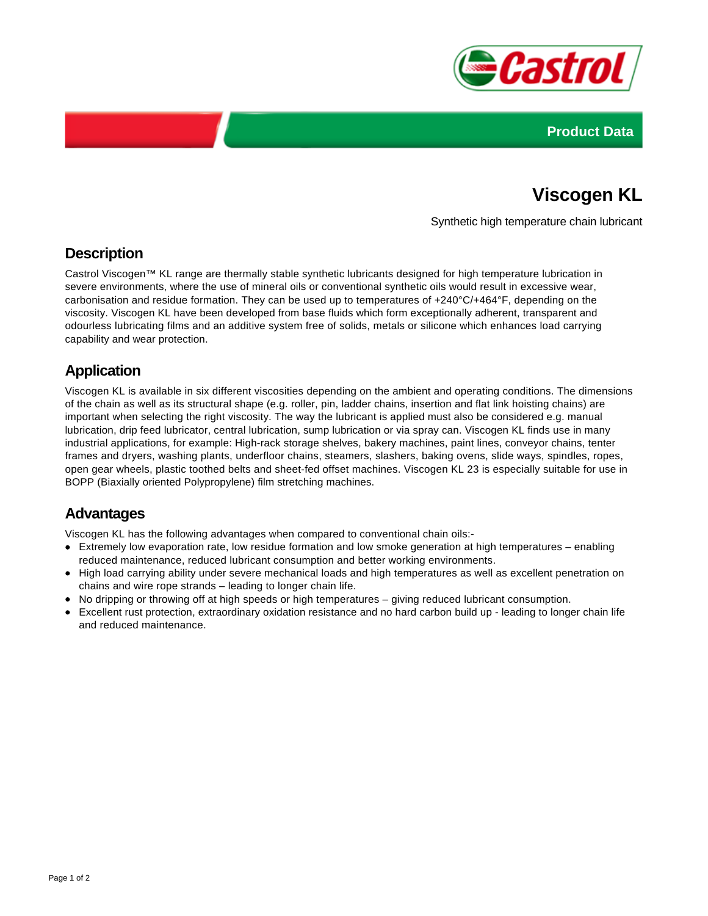Product Data

# Viscogen KL

Synthetic high temperature chain lubricant

## Description

Castrol Viscogen™ KL range are thermally stable synthetic lubricants designed for high temperature lubrication in severe environments, where the use of mineral oils or conventional synthetic oils would result in excessive wear, carbonisation and residue formation. They can be used up to temperatures of +240°C/+464°F, depending on the viscosity. Viscogen KL have been developed from base fluids which form exceptionally adherent, transparent and odourless lubricating films and an additive system free of solids, metals or silicone which enhances load carrying capability and wear protection.

## Application

Viscogen KL is available in six different viscosities depending on the ambient and operating conditions. The dimensions of the chain as well as its structural shape (e.g. roller, pin, ladder chains, insertion and flat link hoisting chains) are important when selecting the right viscosity. The way the lubricant is applied must also be considered e.g. manual lubrication, drip feed lubricator, central lubrication, sump lubrication or via spray can. Viscogen KL finds use in many industrial applications, for example: High-rack storage shelves, bakery machines, paint lines, conveyor chains, tenter frames and dryers, washing plants, underfloor chains, steamers, slashers, baking ovens, slide ways, spindles, ropes, open gear wheels, plastic toothed belts and sheet-fed offset machines. Viscogen KL 23 is especially suitable for use in BOPP (Biaxially oriented Polypropylene) film stretching machines.

## Advantages

Viscogen KL has the following advantages when compared to conventional chain oils:-

- Extremely low evaporation rate, low residue formation and low smoke generation at high temperatures – enabling reduced maintenance, reduced lubricant consumption and better working environments.
- High load carrying ability under severe mechanical loads and high temperatures as well as excellent penetration on chains and wire rope strands – leading to longer chain life.
- No dripping or throwing off at high speeds or high temperatures – giving reduced lubricant consumption.
- Excellent rust protection, extraordinary oxidation resistance and no hard carbon build up - leading to longer chain life and reduced maintenance.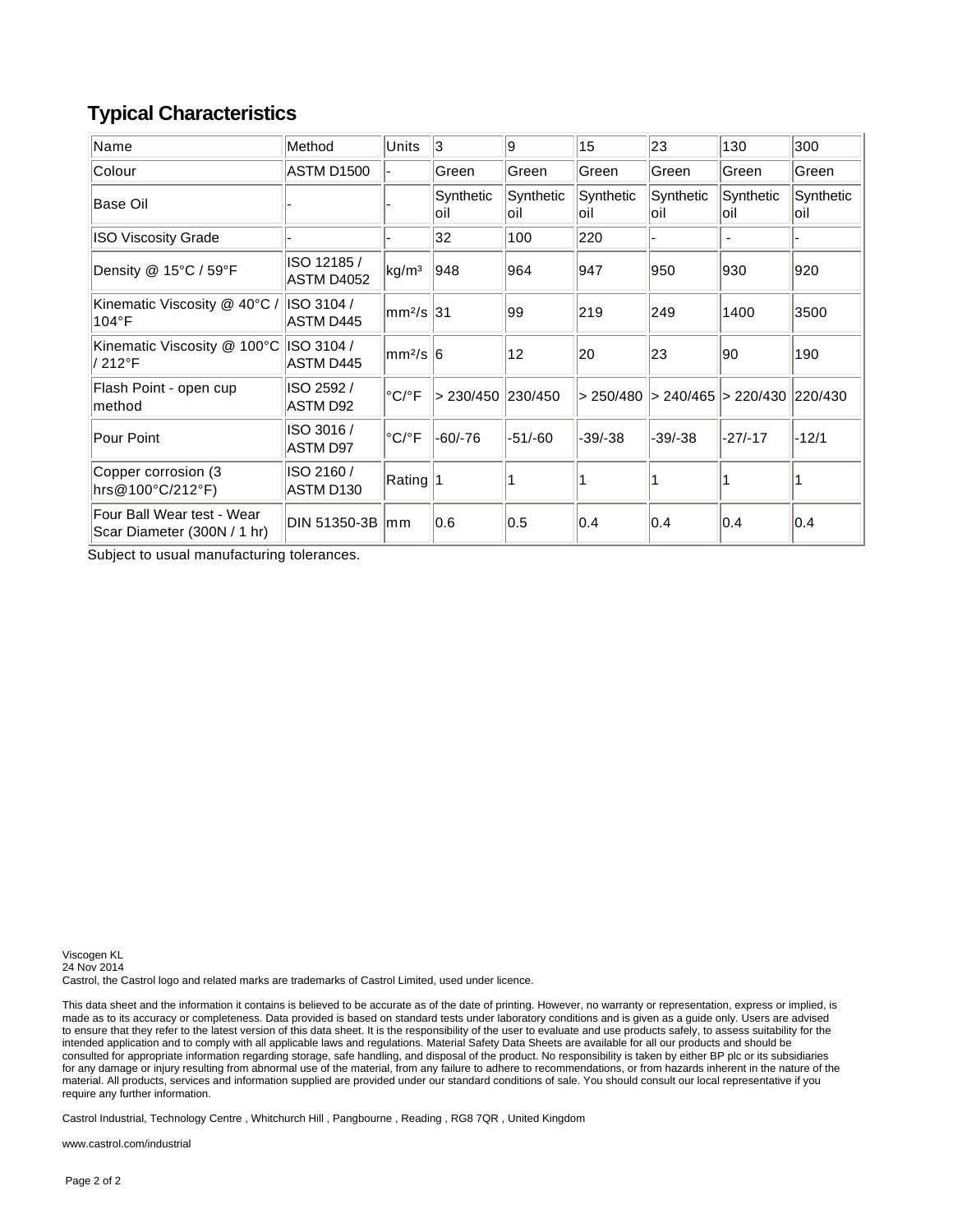## Typical Characteristics

| Name | Method | Units | 3 | 9 | 15 | 23 | 130 | 300 |
|---|---|---|---|---|---|---|---|---|
| Colour | ASTM D1500 | - | Green | Green | Green | Green | Green | Green |
| Base Oil | - | - | Synthetic oil | Synthetic oil | Synthetic oil | Synthetic oil | Synthetic oil | Synthetic oil |
| ISO Viscosity Grade | - | - | 32 | 100 | 220 | - | - | - |
| Density @ 15°C / 59°F | ISO 12185 / ASTM D4052 | kg/m³ | 948 | 964 | 947 | 950 | 930 | 920 |
| Kinematic Viscosity @ 40°C / 104°F | ISO 3104 / ASTM D445 | mm²/s | 31 | 99 | 219 | 249 | 1400 | 3500 |
| Kinematic Viscosity @ 100°C / 212°F | ISO 3104 / ASTM D445 | mm²/s | 6 | 12 | 20 | 23 | 90 | 190 |
| Flash Point - open cup method | ISO 2592 / ASTM D92 | °C/°F | > 230/450 | 230/450 | > 250/480 | > 240/465 | > 220/430 | 220/430 |
| Pour Point | ISO 3016 / ASTM D97 | °C/°F | -60/-76 | -51/-60 | -39/-38 | -39/-38 | -27/-17 | -12/1 |
| Copper corrosion (3 hrs@100°C/212°F) | ISO 2160 / ASTM D130 | Rating | 1 | 1 | 1 | 1 | 1 | 1 |
| Four Ball Wear test - Wear Scar Diameter (300N / 1 hr) | DIN 51350-3B | mm | 0.6 | 0.5 | 0.4 | 0.4 | 0.4 | 0.4 |

Subject to usual manufacturing tolerances.

Viscogen KL
24 Nov 2014
Castrol, the Castrol logo and related marks are trademarks of Castrol Limited, used under licence.

This data sheet and the information it contains is believed to be accurate as of the date of printing. However, no warranty or representation, express or implied, is made as to its accuracy or completeness. Data provided is based on standard tests under laboratory conditions and is given as a guide only. Users are advised to ensure that they refer to the latest version of this data sheet. It is the responsibility of the user to evaluate and use products safely, to assess suitability for the intended application and to comply with all applicable laws and regulations. Material Safety Data Sheets are available for all our products and should be consulted for appropriate information regarding storage, safe handling, and disposal of the product. No responsibility is taken by either BP plc or its subsidiaries for any damage or injury resulting from abnormal use of the material, from any failure to adhere to recommendations, or from hazards inherent in the nature of the material. All products, services and information supplied are provided under our standard conditions of sale. You should consult our local representative if you require any further information.

Castrol Industrial, Technology Centre , Whitchurch Hill , Pangbourne , Reading , RG8 7QR , United Kingdom

www.castrol.com/industrial